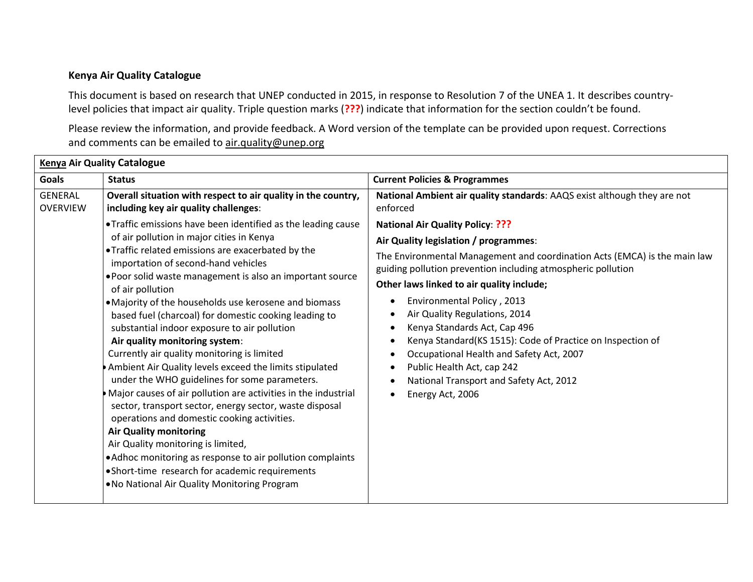**Kenya Air Quality Catalogue**

This document is based on research that UNEP conducted in 2015, in response to Resolution 7 of the UNEA 1. It describes country-level policies that impact air quality. Triple question marks (**???**) indicate that information for the section couldn't be found.

Please review the information, and provide feedback. A Word version of the template can be provided upon request. Corrections and comments can be emailed to air.quality@unep.org

| Kenya Air Quality Catalogue | | |
|---|---|---|
| **Goals** | **Status** | **Current Policies & Programmes** |
| GENERAL OVERVIEW | **Overall situation with respect to air quality in the country, including key air quality challenges**:<br>• Traffic emissions have been identified as the leading cause of air pollution in major cities in Kenya<br>• Traffic related emissions are exacerbated by the importation of second-hand vehicles<br>• Poor solid waste management is also an important source of air pollution<br>• Majority of the households use kerosene and biomass based fuel (charcoal) for domestic cooking leading to substantial indoor exposure to air pollution<br>**Air quality monitoring system**:<br>Currently air quality monitoring is limited<br>• Ambient Air Quality levels exceed the limits stipulated under the WHO guidelines for some parameters.<br>• Major causes of air pollution are activities in the industrial sector, transport sector, energy sector, waste disposal operations and domestic cooking activities.<br>**Air Quality monitoring**<br>Air Quality monitoring is limited,<br>• Adhoc monitoring as response to air pollution complaints<br>• Short-time research for academic requirements<br>• No National Air Quality Monitoring Program | **National Ambient air quality standards**: AAQS exist although they are not enforced<br>**National Air Quality Policy**: **???**<br>**Air Quality legislation / programmes**:<br>The Environmental Management and coordination Acts (EMCA) is the main law guiding pollution prevention including atmospheric pollution<br>**Other laws linked to air quality include;**<br>• Environmental Policy , 2013<br>• Air Quality Regulations, 2014<br>• Kenya Standards Act, Cap 496<br>• Kenya Standard(KS 1515): Code of Practice on Inspection of<br>• Occupational Health and Safety Act, 2007<br>• Public Health Act, cap 242<br>• National Transport and Safety Act, 2012<br>• Energy Act, 2006 |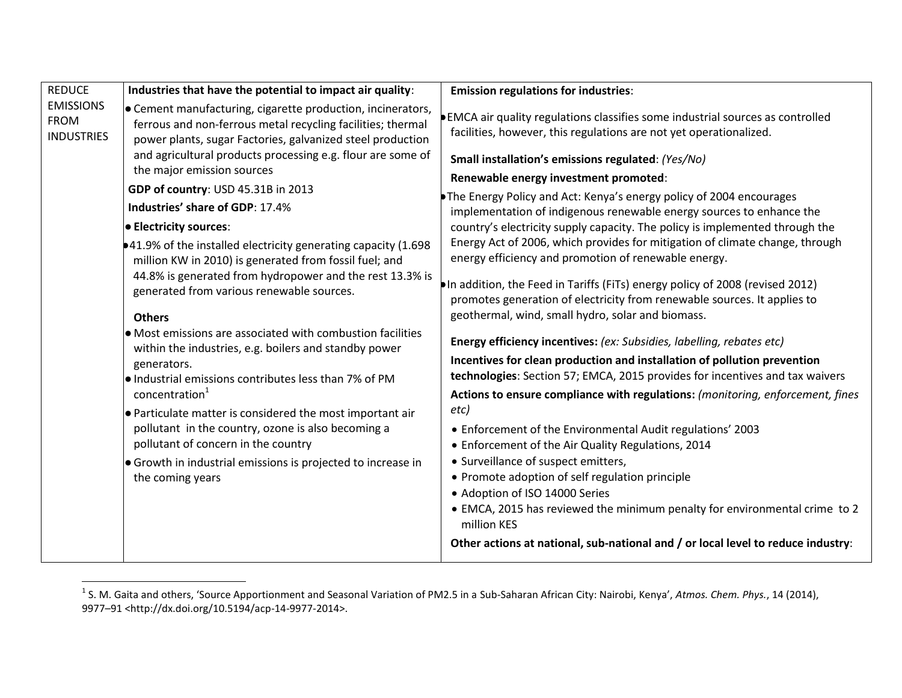| | | |
|---|---|---|
| REDUCE EMISSIONS FROM INDUSTRIES | **Industries that have the potential to impact air quality**:<br>• Cement manufacturing, cigarette production, incinerators, ferrous and non-ferrous metal recycling facilities; thermal power plants, sugar Factories, galvanized steel production and agricultural products processing e.g. flour are some of the major emission sources<br>**GDP of country**: USD 45.31B in 2013<br>**Industries' share of GDP**: 17.4%<br>• **Electricity sources**:<br>• 41.9% of the installed electricity generating capacity (1.698 million KW in 2010) is generated from fossil fuel; and 44.8% is generated from hydropower and the rest 13.3% is generated from various renewable sources.<br>**Others**<br>• Most emissions are associated with combustion facilities within the industries, e.g. boilers and standby power generators.<br>• Industrial emissions contributes less than 7% of PM concentration[1]<br>• Particulate matter is considered the most important air pollutant in the country, ozone is also becoming a pollutant of concern in the country<br>• Growth in industrial emissions is projected to increase in the coming years | **Emission regulations for industries**:<br>• EMCA air quality regulations classifies some industrial sources as controlled facilities, however, this regulations are not yet operationalized.<br>**Small installation's emissions regulated**: *(Yes/No)*<br>**Renewable energy investment promoted**:<br>• The Energy Policy and Act: Kenya's energy policy of 2004 encourages implementation of indigenous renewable energy sources to enhance the country's electricity supply capacity. The policy is implemented through the Energy Act of 2006, which provides for mitigation of climate change, through energy efficiency and promotion of renewable energy.<br>• In addition, the Feed in Tariffs (FiTs) energy policy of 2008 (revised 2012) promotes generation of electricity from renewable sources. It applies to geothermal, wind, small hydro, solar and biomass.<br>**Energy efficiency incentives:** *(ex: Subsidies, labelling, rebates etc)*<br>**Incentives for clean production and installation of pollution prevention technologies**: Section 57; EMCA, 2015 provides for incentives and tax waivers<br>**Actions to ensure compliance with regulations:** *(monitoring, enforcement, fines etc)*<br>• Enforcement of the Environmental Audit regulations' 2003<br>• Enforcement of the Air Quality Regulations, 2014<br>• Surveillance of suspect emitters,<br>• Promote adoption of self regulation principle<br>• Adoption of ISO 14000 Series<br>• EMCA, 2015 has reviewed the minimum penalty for environmental crime to 2 million KES<br>**Other actions at national, sub-national and / or local level to reduce industry**: |

[1] S. M. Gaita and others, 'Source Apportionment and Seasonal Variation of PM2.5 in a Sub-Saharan African City: Nairobi, Kenya', *Atmos. Chem. Phys.*, 14 (2014), 9977–91 <http://dx.doi.org/10.5194/acp-14-9977-2014>.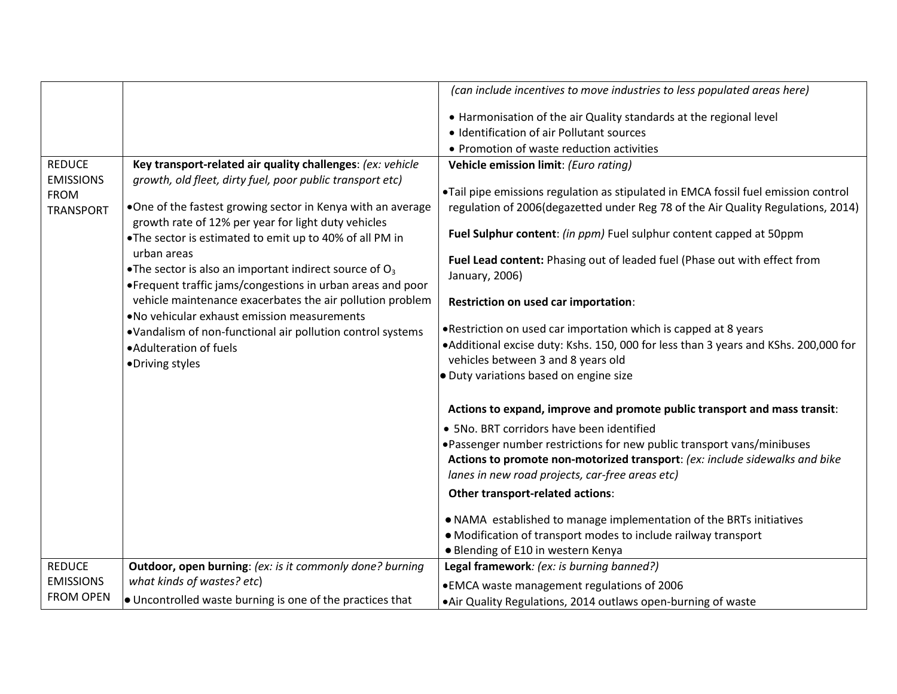| | | |
|---|---|---|
| | | *(can include incentives to move industries to less populated areas here)*<br><br>• Harmonisation of the air Quality standards at the regional level<br>• Identification of air Pollutant sources<br>• Promotion of waste reduction activities |
| REDUCE EMISSIONS FROM TRANSPORT | **Key transport-related air quality challenges**: *(ex: vehicle growth, old fleet, dirty fuel, poor public transport etc)*<br><br>• One of the fastest growing sector in Kenya with an average growth rate of 12% per year for light duty vehicles<br>• The sector is estimated to emit up to 40% of all PM in urban areas<br>• The sector is also an important indirect source of $O_3$<br>• Frequent traffic jams/congestions in urban areas and poor vehicle maintenance exacerbates the air pollution problem<br>• No vehicular exhaust emission measurements<br>• Vandalism of non-functional air pollution control systems<br>• Adulteration of fuels<br>• Driving styles | **Vehicle emission limit**: *(Euro rating)*<br><br>• Tail pipe emissions regulation as stipulated in EMCA fossil fuel emission control regulation of 2006(degazetted under Reg 78 of the Air Quality Regulations, 2014)<br><br>**Fuel Sulphur content**: *(in ppm)* Fuel sulphur content capped at 50ppm<br><br>**Fuel Lead content:** Phasing out of leaded fuel (Phase out with effect from January, 2006)<br><br>**Restriction on used car importation**:<br><br>• Restriction on used car importation which is capped at 8 years<br>• Additional excise duty: Kshs. 150, 000 for less than 3 years and KShs. 200,000 for vehicles between 3 and 8 years old<br>• Duty variations based on engine size<br><br>**Actions to expand, improve and promote public transport and mass transit**:<br><br>• 5No. BRT corridors have been identified<br>• Passenger number restrictions for new public transport vans/minibuses<br>**Actions to promote non-motorized transport**: *(ex: include sidewalks and bike lanes in new road projects, car-free areas etc)*<br><br>**Other transport-related actions**:<br><br>• NAMA established to manage implementation of the BRTs initiatives<br>• Modification of transport modes to include railway transport<br>• Blending of E10 in western Kenya |
| REDUCE EMISSIONS FROM OPEN | **Outdoor, open burning**: *(ex: is it commonly done? burning what kinds of wastes? etc)*<br><br>• Uncontrolled waste burning is one of the practices that | **Legal framework***: (ex: is burning banned?)*<br><br>• EMCA waste management regulations of 2006<br>• Air Quality Regulations, 2014 outlaws open-burning of waste |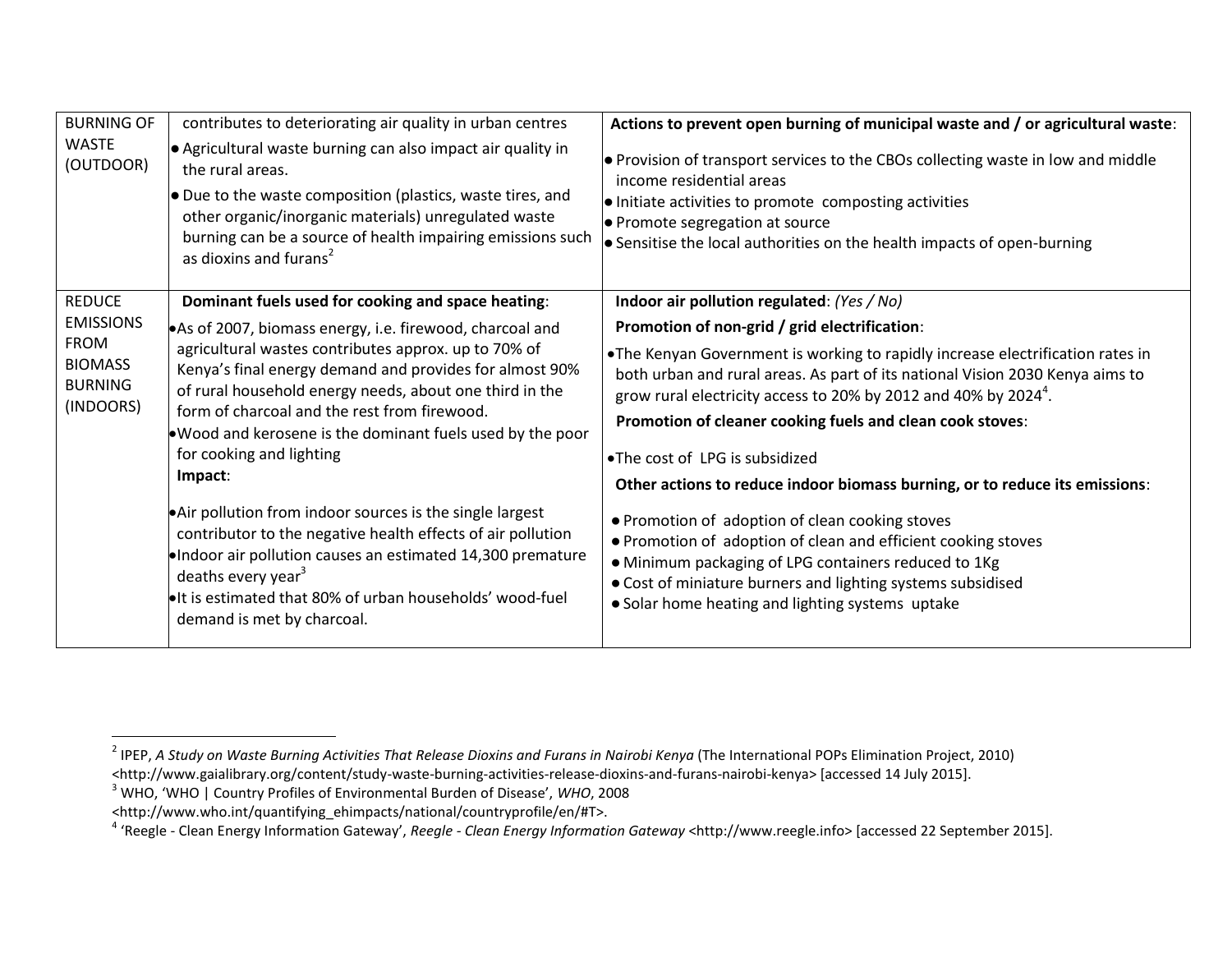| | | |
|---|---|---|
| BURNING OF WASTE (OUTDOOR) | contributes to deteriorating air quality in urban centres<br>• Agricultural waste burning can also impact air quality in the rural areas.<br>• Due to the waste composition (plastics, waste tires, and other organic/inorganic materials) unregulated waste burning can be a source of health impairing emissions such as dioxins and furans[2] | **Actions to prevent open burning of municipal waste and / or agricultural waste**:<br>• Provision of transport services to the CBOs collecting waste in low and middle income residential areas<br>• Initiate activities to promote composting activities<br>• Promote segregation at source<br>• Sensitise the local authorities on the health impacts of open-burning |
| REDUCE EMISSIONS FROM BIOMASS BURNING (INDOORS) | **Dominant fuels used for cooking and space heating**:<br>• As of 2007, biomass energy, i.e. firewood, charcoal and agricultural wastes contributes approx. up to 70% of Kenya's final energy demand and provides for almost 90% of rural household energy needs, about one third in the form of charcoal and the rest from firewood.<br>• Wood and kerosene is the dominant fuels used by the poor for cooking and lighting<br>**Impact**:<br>• Air pollution from indoor sources is the single largest contributor to the negative health effects of air pollution<br>• Indoor air pollution causes an estimated 14,300 premature deaths every year[3]<br>• It is estimated that 80% of urban households' wood-fuel demand is met by charcoal. | **Indoor air pollution regulated**: *(Yes / No)*<br>**Promotion of non-grid / grid electrification**:<br>• The Kenyan Government is working to rapidly increase electrification rates in both urban and rural areas. As part of its national Vision 2030 Kenya aims to grow rural electricity access to 20% by 2012 and 40% by 2024[4].<br>**Promotion of cleaner cooking fuels and clean cook stoves**:<br>• The cost of LPG is subsidized<br>**Other actions to reduce indoor biomass burning, or to reduce its emissions**:<br>• Promotion of adoption of clean cooking stoves<br>• Promotion of adoption of clean and efficient cooking stoves<br>• Minimum packaging of LPG containers reduced to 1Kg<br>• Cost of miniature burners and lighting systems subsidised<br>• Solar home heating and lighting systems uptake |

---

[2] IPEP, *A Study on Waste Burning Activities That Release Dioxins and Furans in Nairobi Kenya* (The International POPs Elimination Project, 2010) <http://www.gaialibrary.org/content/study-waste-burning-activities-release-dioxins-and-furans-nairobi-kenya> [accessed 14 July 2015].

[3] WHO, 'WHO | Country Profiles of Environmental Burden of Disease', *WHO*, 2008 <http://www.who.int/quantifying_ehimpacts/national/countryprofile/en/#T>.

[4] 'Reegle - Clean Energy Information Gateway', *Reegle - Clean Energy Information Gateway* <http://www.reegle.info> [accessed 22 September 2015].